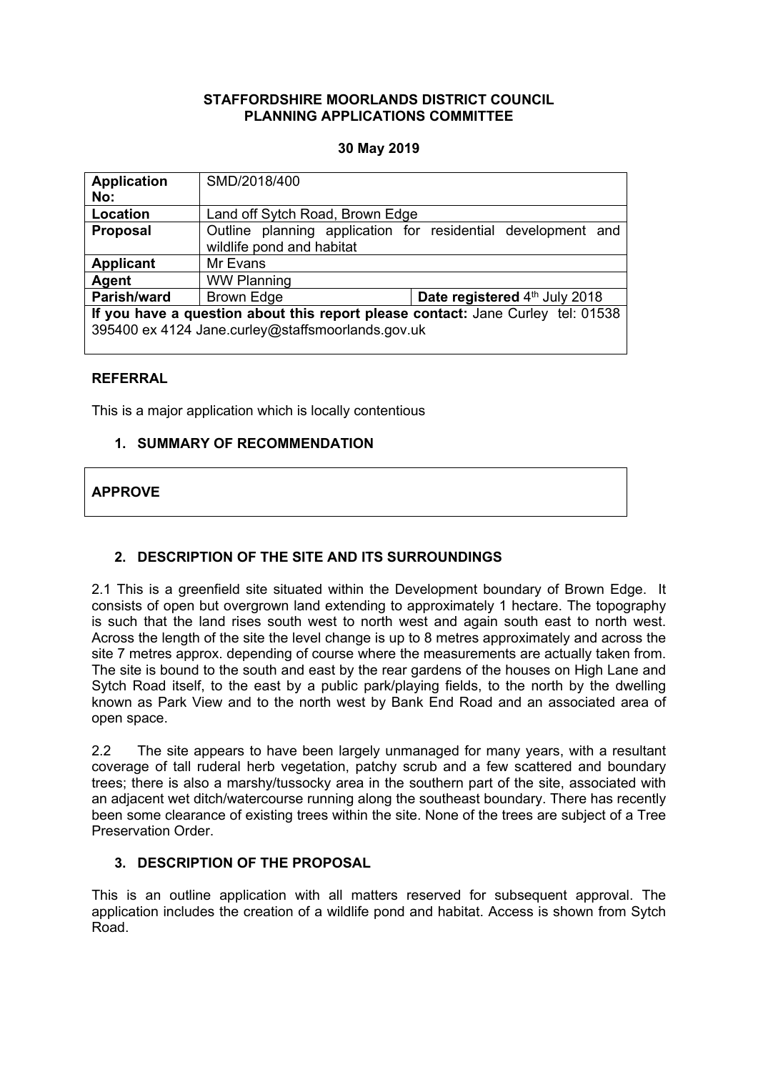**STAFFORDSHIRE MOORLANDS DISTRICT COUNCIL**
**PLANNING APPLICATIONS COMMITTEE**

**30 May 2019**

| **Application No:** | SMD/2018/400 | |
|---|---|---|
| **Location** | Land off Sytch Road, Brown Edge | |
| **Proposal** | Outline planning application for residential development and wildlife pond and habitat | |
| **Applicant** | Mr Evans | |
| **Agent** | WW Planning | |
| **Parish/ward** | Brown Edge | **Date registered** 4th July 2018 |
| **If you have a question about this report please contact:** Jane Curley tel: 01538 395400 ex 4124 Jane.curley@staffsmoorlands.gov.uk | | |

## REFERRAL

This is a major application which is locally contentious

## 1. SUMMARY OF RECOMMENDATION

**APPROVE**

## 2. DESCRIPTION OF THE SITE AND ITS SURROUNDINGS

2.1 This is a greenfield site situated within the Development boundary of Brown Edge. It consists of open but overgrown land extending to approximately 1 hectare. The topography is such that the land rises south west to north west and again south east to north west. Across the length of the site the level change is up to 8 metres approximately and across the site 7 metres approx. depending of course where the measurements are actually taken from. The site is bound to the south and east by the rear gardens of the houses on High Lane and Sytch Road itself, to the east by a public park/playing fields, to the north by the dwelling known as Park View and to the north west by Bank End Road and an associated area of open space.

2.2 The site appears to have been largely unmanaged for many years, with a resultant coverage of tall ruderal herb vegetation, patchy scrub and a few scattered and boundary trees; there is also a marshy/tussocky area in the southern part of the site, associated with an adjacent wet ditch/watercourse running along the southeast boundary. There has recently been some clearance of existing trees within the site. None of the trees are subject of a Tree Preservation Order.

## 3. DESCRIPTION OF THE PROPOSAL

This is an outline application with all matters reserved for subsequent approval. The application includes the creation of a wildlife pond and habitat. Access is shown from Sytch Road.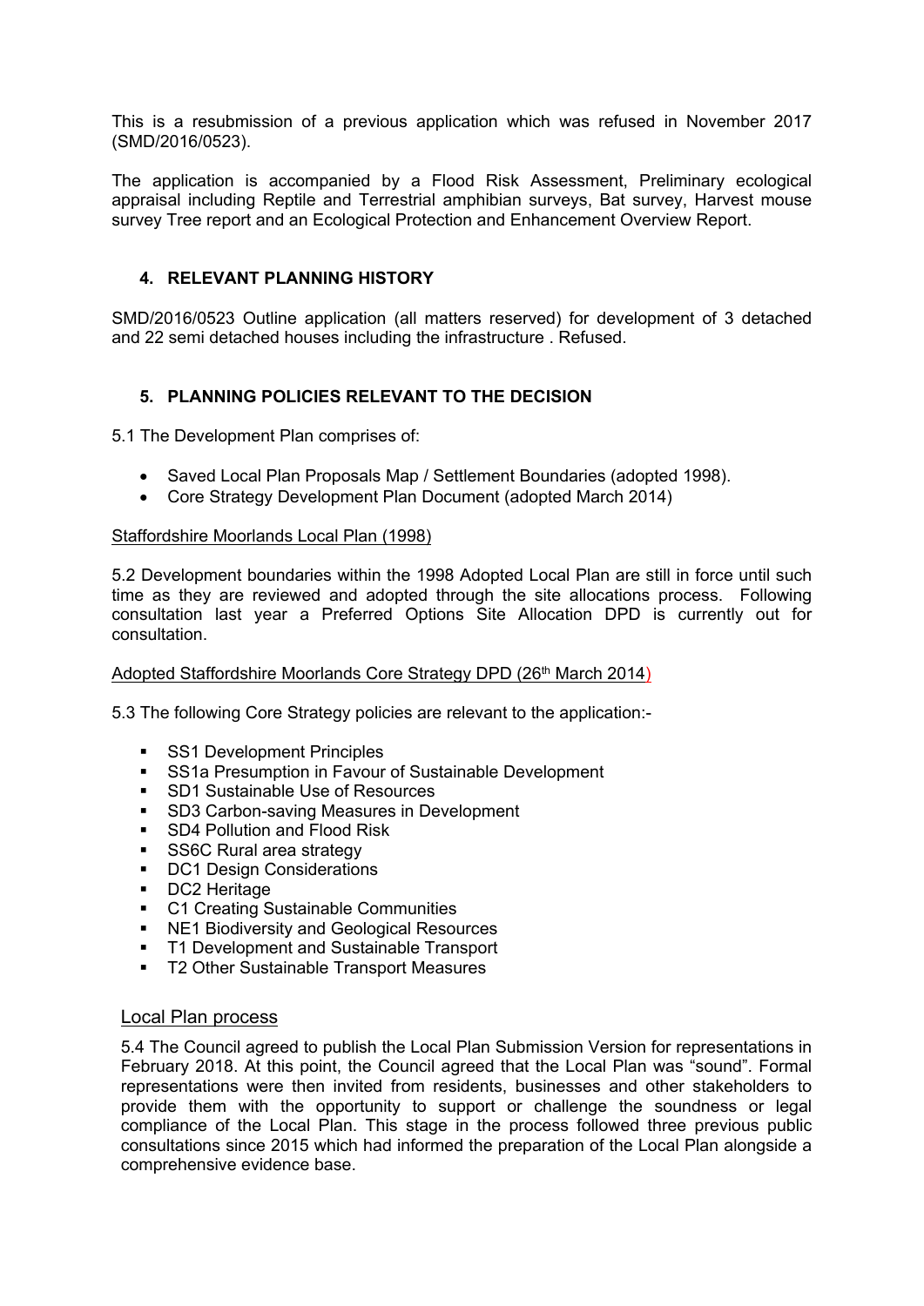This is a resubmission of a previous application which was refused in November 2017 (SMD/2016/0523).

The application is accompanied by a Flood Risk Assessment, Preliminary ecological appraisal including Reptile and Terrestrial amphibian surveys, Bat survey, Harvest mouse survey Tree report and an Ecological Protection and Enhancement Overview Report.

## 4. RELEVANT PLANNING HISTORY

SMD/2016/0523 Outline application (all matters reserved) for development of 3 detached and 22 semi detached houses including the infrastructure . Refused.

## 5. PLANNING POLICIES RELEVANT TO THE DECISION

5.1 The Development Plan comprises of:

- Saved Local Plan Proposals Map / Settlement Boundaries (adopted 1998).
- Core Strategy Development Plan Document (adopted March 2014)

Staffordshire Moorlands Local Plan (1998)

5.2 Development boundaries within the 1998 Adopted Local Plan are still in force until such time as they are reviewed and adopted through the site allocations process. Following consultation last year a Preferred Options Site Allocation DPD is currently out for consultation.

Adopted Staffordshire Moorlands Core Strategy DPD (26th March 2014)

5.3 The following Core Strategy policies are relevant to the application:-

- SS1 Development Principles
- SS1a Presumption in Favour of Sustainable Development
- SD1 Sustainable Use of Resources
- SD3 Carbon-saving Measures in Development
- SD4 Pollution and Flood Risk
- SS6C Rural area strategy
- DC1 Design Considerations
- DC2 Heritage
- C1 Creating Sustainable Communities
- NE1 Biodiversity and Geological Resources
- T1 Development and Sustainable Transport
- T2 Other Sustainable Transport Measures

Local Plan process

5.4 The Council agreed to publish the Local Plan Submission Version for representations in February 2018. At this point, the Council agreed that the Local Plan was "sound". Formal representations were then invited from residents, businesses and other stakeholders to provide them with the opportunity to support or challenge the soundness or legal compliance of the Local Plan. This stage in the process followed three previous public consultations since 2015 which had informed the preparation of the Local Plan alongside a comprehensive evidence base.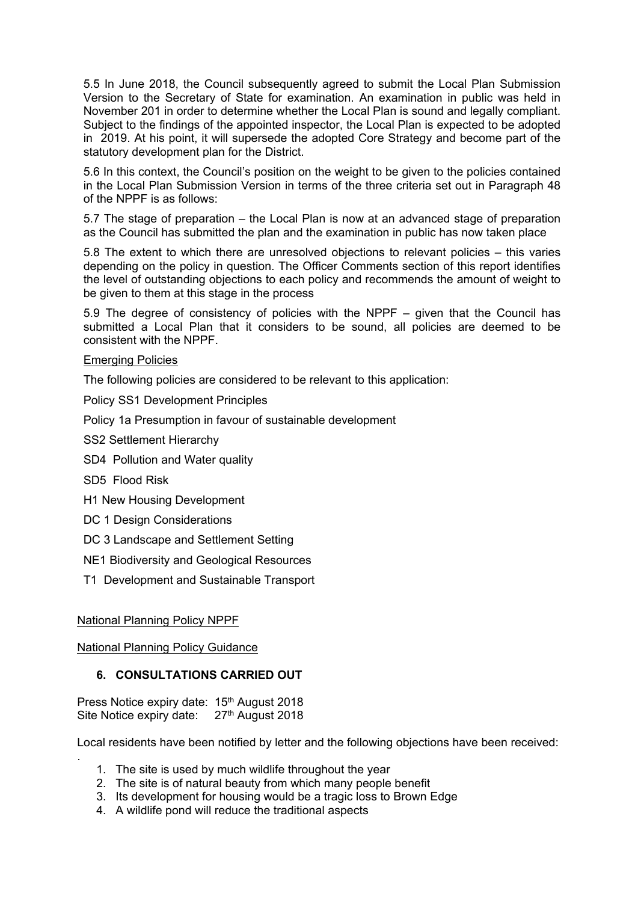5.5 In June 2018, the Council subsequently agreed to submit the Local Plan Submission Version to the Secretary of State for examination. An examination in public was held in November 201 in order to determine whether the Local Plan is sound and legally compliant. Subject to the findings of the appointed inspector, the Local Plan is expected to be adopted in 2019. At his point, it will supersede the adopted Core Strategy and become part of the statutory development plan for the District.

5.6 In this context, the Council's position on the weight to be given to the policies contained in the Local Plan Submission Version in terms of the three criteria set out in Paragraph 48 of the NPPF is as follows:

5.7 The stage of preparation – the Local Plan is now at an advanced stage of preparation as the Council has submitted the plan and the examination in public has now taken place

5.8 The extent to which there are unresolved objections to relevant policies – this varies depending on the policy in question. The Officer Comments section of this report identifies the level of outstanding objections to each policy and recommends the amount of weight to be given to them at this stage in the process

5.9 The degree of consistency of policies with the NPPF – given that the Council has submitted a Local Plan that it considers to be sound, all policies are deemed to be consistent with the NPPF.

Emerging Policies

The following policies are considered to be relevant to this application:

Policy SS1 Development Principles

Policy 1a Presumption in favour of sustainable development

SS2 Settlement Hierarchy

SD4 Pollution and Water quality

SD5 Flood Risk

H1 New Housing Development

DC 1 Design Considerations

DC 3 Landscape and Settlement Setting

NE1 Biodiversity and Geological Resources

T1 Development and Sustainable Transport

National Planning Policy NPPF

National Planning Policy Guidance

## 6. CONSULTATIONS CARRIED OUT

Press Notice expiry date: 15th August 2018
Site Notice expiry date: 27th August 2018

Local residents have been notified by letter and the following objections have been received:

.

1. The site is used by much wildlife throughout the year
2. The site is of natural beauty from which many people benefit
3. Its development for housing would be a tragic loss to Brown Edge
4. A wildlife pond will reduce the traditional aspects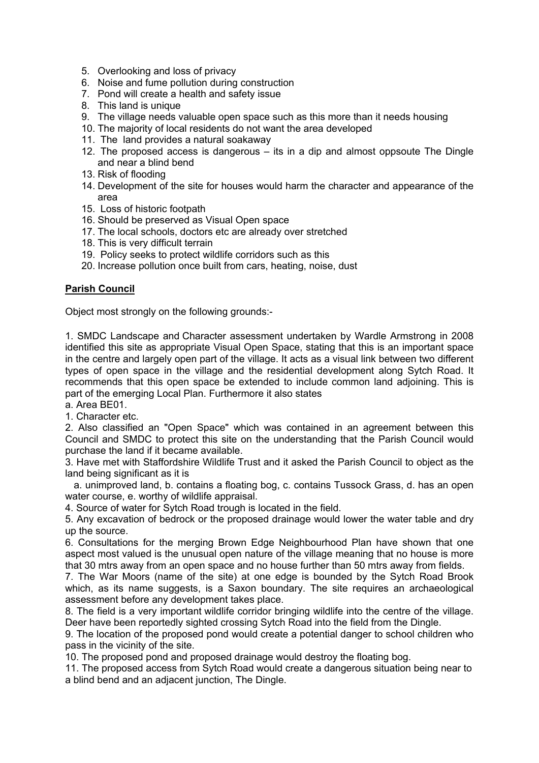5. Overlooking and loss of privacy
6. Noise and fume pollution during construction
7. Pond will create a health and safety issue
8. This land is unique
9. The village needs valuable open space such as this more than it needs housing
10. The majority of local residents do not want the area developed
11. The land provides a natural soakaway
12. The proposed access is dangerous – its in a dip and almost oppsoute The Dingle and near a blind bend
13. Risk of flooding
14. Development of the site for houses would harm the character and appearance of the area
15. Loss of historic footpath
16. Should be preserved as Visual Open space
17. The local schools, doctors etc are already over stretched
18. This is very difficult terrain
19. Policy seeks to protect wildlife corridors such as this
20. Increase pollution once built from cars, heating, noise, dust

**Parish Council**

Object most strongly on the following grounds:-

1. SMDC Landscape and Character assessment undertaken by Wardle Armstrong in 2008 identified this site as appropriate Visual Open Space, stating that this is an important space in the centre and largely open part of the village. It acts as a visual link between two different types of open space in the village and the residential development along Sytch Road. It recommends that this open space be extended to include common land adjoining. This is part of the emerging Local Plan. Furthermore it also states
a. Area BE01.
1. Character etc.
2. Also classified an "Open Space" which was contained in an agreement between this Council and SMDC to protect this site on the understanding that the Parish Council would purchase the land if it became available.
3. Have met with Staffordshire Wildlife Trust and it asked the Parish Council to object as the land being significant as it is
a. unimproved land, b. contains a floating bog, c. contains Tussock Grass, d. has an open water course, e. worthy of wildlife appraisal.
4. Source of water for Sytch Road trough is located in the field.
5. Any excavation of bedrock or the proposed drainage would lower the water table and dry up the source.
6. Consultations for the merging Brown Edge Neighbourhood Plan have shown that one aspect most valued is the unusual open nature of the village meaning that no house is more that 30 mtrs away from an open space and no house further than 50 mtrs away from fields.
7. The War Moors (name of the site) at one edge is bounded by the Sytch Road Brook which, as its name suggests, is a Saxon boundary. The site requires an archaeological assessment before any development takes place.
8. The field is a very important wildlife corridor bringing wildlife into the centre of the village. Deer have been reportedly sighted crossing Sytch Road into the field from the Dingle.
9. The location of the proposed pond would create a potential danger to school children who pass in the vicinity of the site.
10. The proposed pond and proposed drainage would destroy the floating bog.
11. The proposed access from Sytch Road would create a dangerous situation being near to a blind bend and an adjacent junction, The Dingle.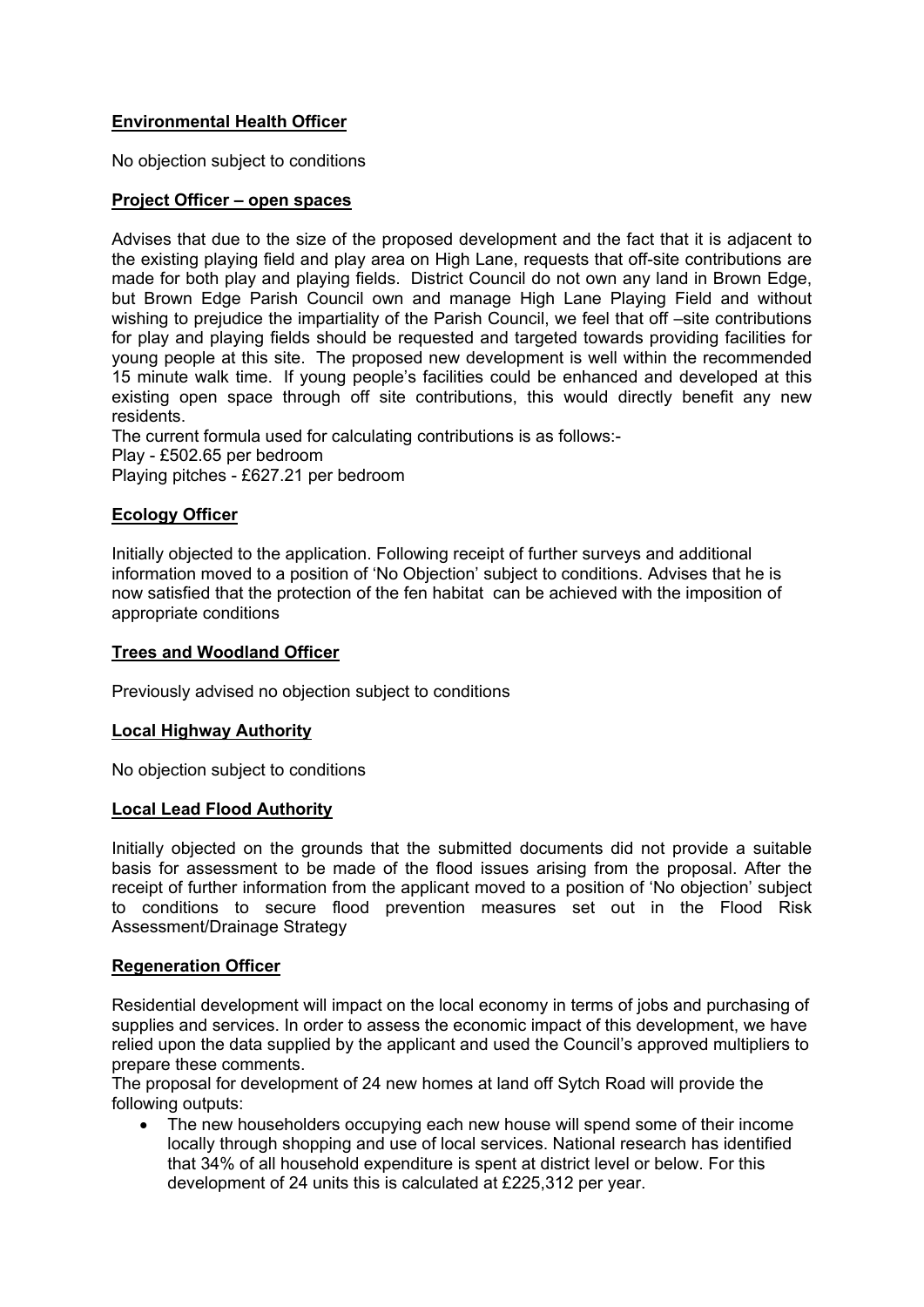**Environmental Health Officer**

No objection subject to conditions

**Project Officer – open spaces**

Advises that due to the size of the proposed development and the fact that it is adjacent to the existing playing field and play area on High Lane, requests that off-site contributions are made for both play and playing fields. District Council do not own any land in Brown Edge, but Brown Edge Parish Council own and manage High Lane Playing Field and without wishing to prejudice the impartiality of the Parish Council, we feel that off –site contributions for play and playing fields should be requested and targeted towards providing facilities for young people at this site. The proposed new development is well within the recommended 15 minute walk time. If young people's facilities could be enhanced and developed at this existing open space through off site contributions, this would directly benefit any new residents.

The current formula used for calculating contributions is as follows:-

Play - £502.65 per bedroom

Playing pitches - £627.21 per bedroom

**Ecology Officer**

Initially objected to the application. Following receipt of further surveys and additional information moved to a position of 'No Objection' subject to conditions. Advises that he is now satisfied that the protection of the fen habitat can be achieved with the imposition of appropriate conditions

**Trees and Woodland Officer**

Previously advised no objection subject to conditions

**Local Highway Authority**

No objection subject to conditions

**Local Lead Flood Authority**

Initially objected on the grounds that the submitted documents did not provide a suitable basis for assessment to be made of the flood issues arising from the proposal. After the receipt of further information from the applicant moved to a position of 'No objection' subject to conditions to secure flood prevention measures set out in the Flood Risk Assessment/Drainage Strategy

**Regeneration Officer**

Residential development will impact on the local economy in terms of jobs and purchasing of supplies and services. In order to assess the economic impact of this development, we have relied upon the data supplied by the applicant and used the Council's approved multipliers to prepare these comments.

The proposal for development of 24 new homes at land off Sytch Road will provide the following outputs:

- The new householders occupying each new house will spend some of their income locally through shopping and use of local services. National research has identified that 34% of all household expenditure is spent at district level or below. For this development of 24 units this is calculated at £225,312 per year.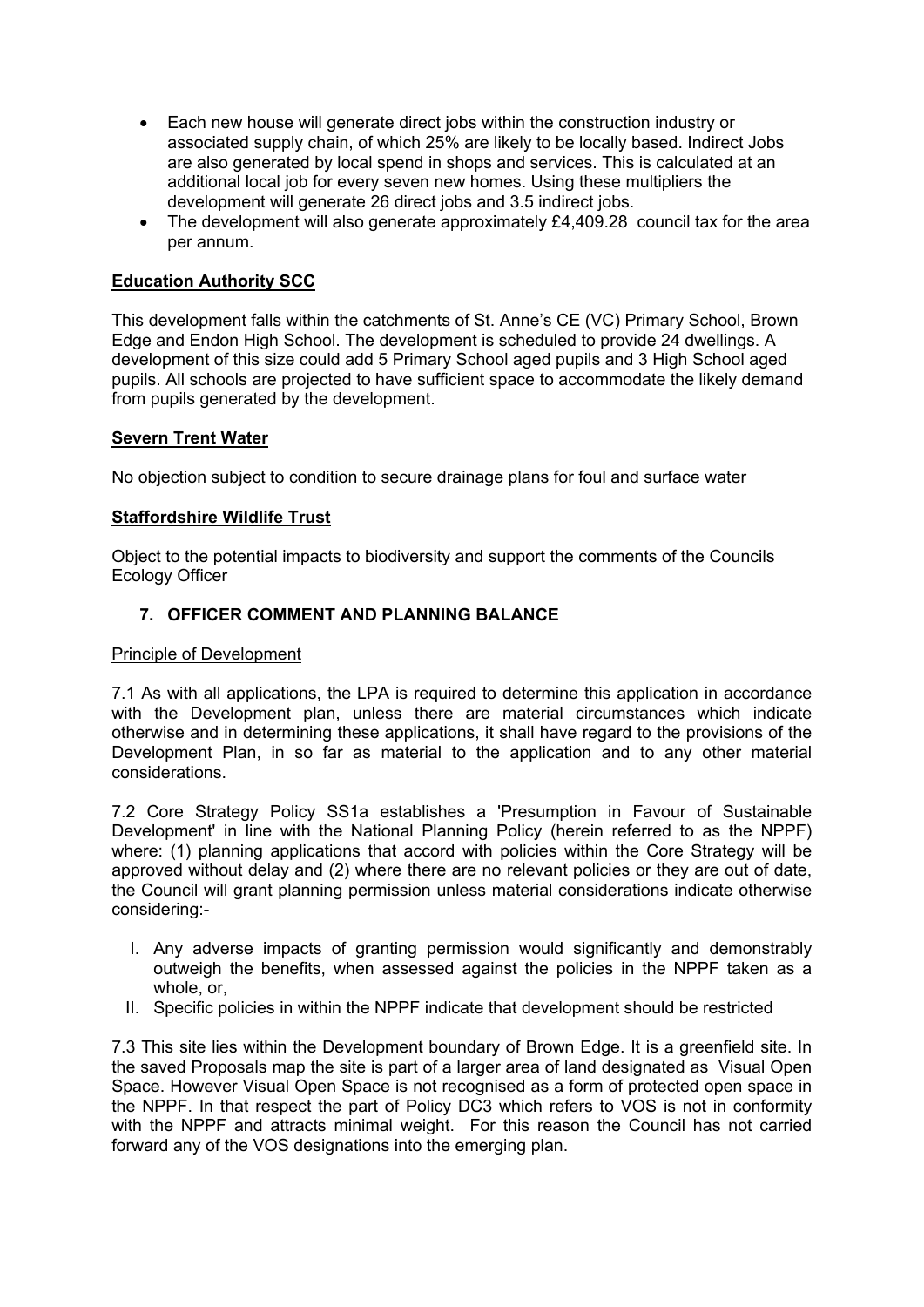- Each new house will generate direct jobs within the construction industry or associated supply chain, of which 25% are likely to be locally based. Indirect Jobs are also generated by local spend in shops and services. This is calculated at an additional local job for every seven new homes. Using these multipliers the development will generate 26 direct jobs and 3.5 indirect jobs.
- The development will also generate approximately £4,409.28 council tax for the area per annum.

**Education Authority SCC**

This development falls within the catchments of St. Anne's CE (VC) Primary School, Brown Edge and Endon High School. The development is scheduled to provide 24 dwellings. A development of this size could add 5 Primary School aged pupils and 3 High School aged pupils. All schools are projected to have sufficient space to accommodate the likely demand from pupils generated by the development.

**Severn Trent Water**

No objection subject to condition to secure drainage plans for foul and surface water

**Staffordshire Wildlife Trust**

Object to the potential impacts to biodiversity and support the comments of the Councils Ecology Officer

## 7. OFFICER COMMENT AND PLANNING BALANCE

Principle of Development

7.1 As with all applications, the LPA is required to determine this application in accordance with the Development plan, unless there are material circumstances which indicate otherwise and in determining these applications, it shall have regard to the provisions of the Development Plan, in so far as material to the application and to any other material considerations.

7.2 Core Strategy Policy SS1a establishes a 'Presumption in Favour of Sustainable Development' in line with the National Planning Policy (herein referred to as the NPPF) where: (1) planning applications that accord with policies within the Core Strategy will be approved without delay and (2) where there are no relevant policies or they are out of date, the Council will grant planning permission unless material considerations indicate otherwise considering:-

I. Any adverse impacts of granting permission would significantly and demonstrably outweigh the benefits, when assessed against the policies in the NPPF taken as a whole, or,
II. Specific policies in within the NPPF indicate that development should be restricted

7.3 This site lies within the Development boundary of Brown Edge. It is a greenfield site. In the saved Proposals map the site is part of a larger area of land designated as Visual Open Space. However Visual Open Space is not recognised as a form of protected open space in the NPPF. In that respect the part of Policy DC3 which refers to VOS is not in conformity with the NPPF and attracts minimal weight. For this reason the Council has not carried forward any of the VOS designations into the emerging plan.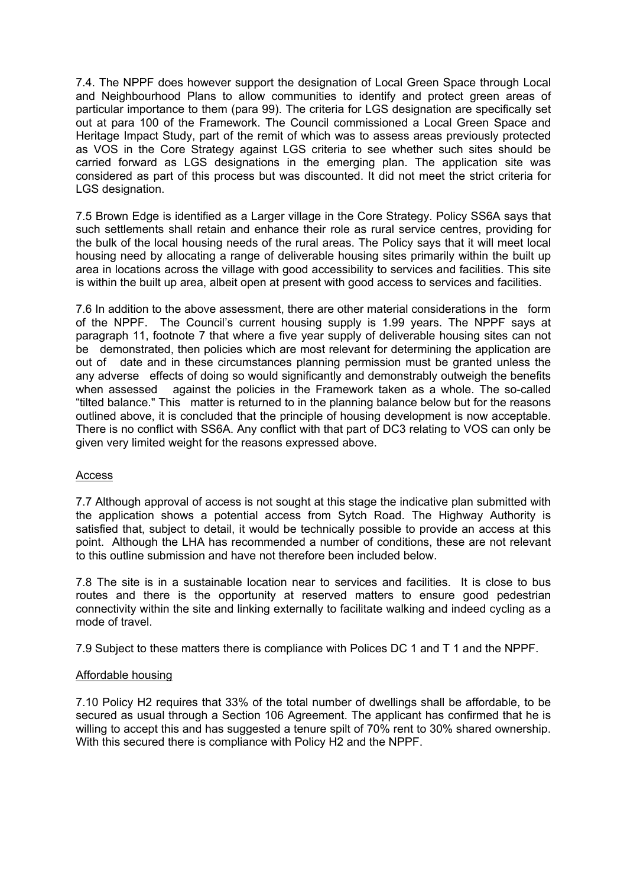7.4. The NPPF does however support the designation of Local Green Space through Local and Neighbourhood Plans to allow communities to identify and protect green areas of particular importance to them (para 99). The criteria for LGS designation are specifically set out at para 100 of the Framework. The Council commissioned a Local Green Space and Heritage Impact Study, part of the remit of which was to assess areas previously protected as VOS in the Core Strategy against LGS criteria to see whether such sites should be carried forward as LGS designations in the emerging plan. The application site was considered as part of this process but was discounted. It did not meet the strict criteria for LGS designation.

7.5 Brown Edge is identified as a Larger village in the Core Strategy. Policy SS6A says that such settlements shall retain and enhance their role as rural service centres, providing for the bulk of the local housing needs of the rural areas. The Policy says that it will meet local housing need by allocating a range of deliverable housing sites primarily within the built up area in locations across the village with good accessibility to services and facilities. This site is within the built up area, albeit open at present with good access to services and facilities.

7.6 In addition to the above assessment, there are other material considerations in the form of the NPPF. The Council's current housing supply is 1.99 years. The NPPF says at paragraph 11, footnote 7 that where a five year supply of deliverable housing sites can not be demonstrated, then policies which are most relevant for determining the application are out of date and in these circumstances planning permission must be granted unless the any adverse effects of doing so would significantly and demonstrably outweigh the benefits when assessed against the policies in the Framework taken as a whole. The so-called "tilted balance." This matter is returned to in the planning balance below but for the reasons outlined above, it is concluded that the principle of housing development is now acceptable. There is no conflict with SS6A. Any conflict with that part of DC3 relating to VOS can only be given very limited weight for the reasons expressed above.

## Access

7.7 Although approval of access is not sought at this stage the indicative plan submitted with the application shows a potential access from Sytch Road. The Highway Authority is satisfied that, subject to detail, it would be technically possible to provide an access at this point. Although the LHA has recommended a number of conditions, these are not relevant to this outline submission and have not therefore been included below.

7.8 The site is in a sustainable location near to services and facilities. It is close to bus routes and there is the opportunity at reserved matters to ensure good pedestrian connectivity within the site and linking externally to facilitate walking and indeed cycling as a mode of travel.

7.9 Subject to these matters there is compliance with Polices DC 1 and T 1 and the NPPF.

## Affordable housing

7.10 Policy H2 requires that 33% of the total number of dwellings shall be affordable, to be secured as usual through a Section 106 Agreement. The applicant has confirmed that he is willing to accept this and has suggested a tenure spilt of 70% rent to 30% shared ownership. With this secured there is compliance with Policy H2 and the NPPF.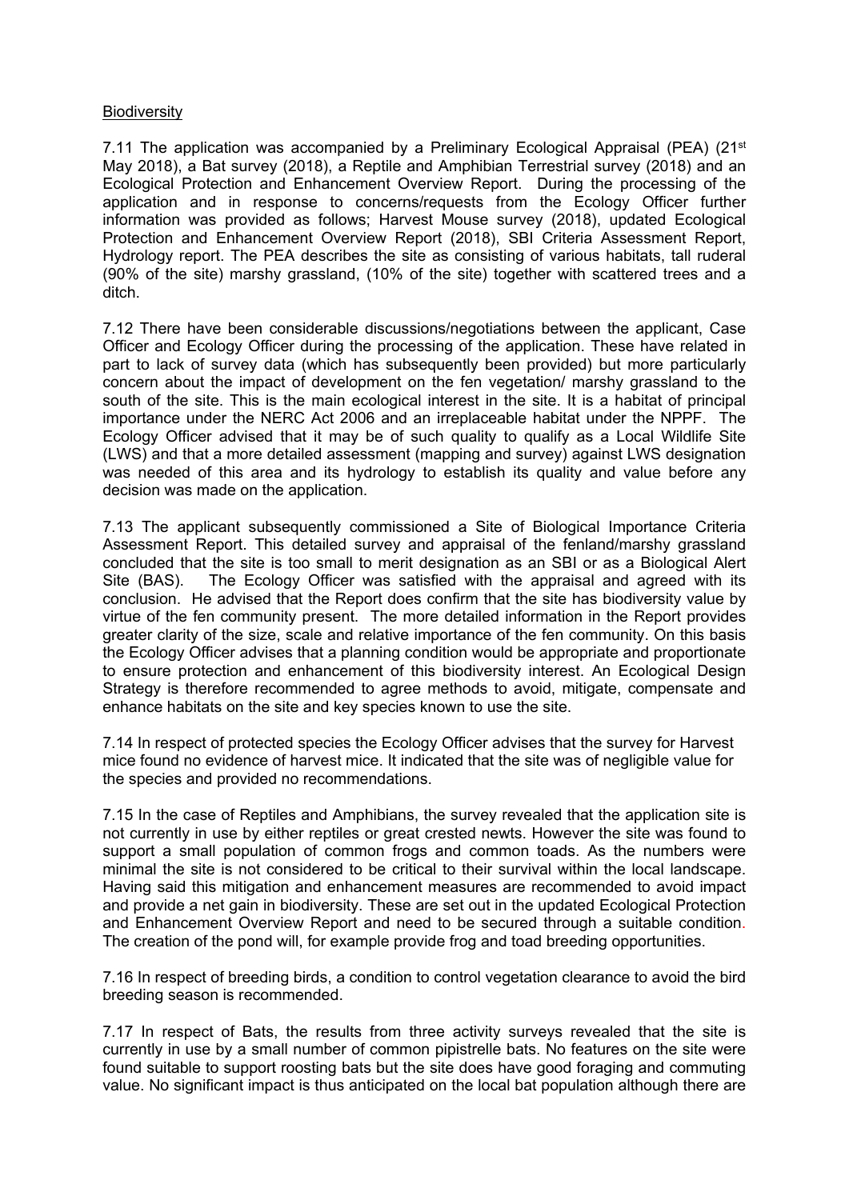Biodiversity

7.11 The application was accompanied by a Preliminary Ecological Appraisal (PEA) (21st May 2018), a Bat survey (2018), a Reptile and Amphibian Terrestrial survey (2018) and an Ecological Protection and Enhancement Overview Report. During the processing of the application and in response to concerns/requests from the Ecology Officer further information was provided as follows; Harvest Mouse survey (2018), updated Ecological Protection and Enhancement Overview Report (2018), SBI Criteria Assessment Report, Hydrology report. The PEA describes the site as consisting of various habitats, tall ruderal (90% of the site) marshy grassland, (10% of the site) together with scattered trees and a ditch.

7.12 There have been considerable discussions/negotiations between the applicant, Case Officer and Ecology Officer during the processing of the application. These have related in part to lack of survey data (which has subsequently been provided) but more particularly concern about the impact of development on the fen vegetation/ marshy grassland to the south of the site. This is the main ecological interest in the site. It is a habitat of principal importance under the NERC Act 2006 and an irreplaceable habitat under the NPPF. The Ecology Officer advised that it may be of such quality to qualify as a Local Wildlife Site (LWS) and that a more detailed assessment (mapping and survey) against LWS designation was needed of this area and its hydrology to establish its quality and value before any decision was made on the application.

7.13 The applicant subsequently commissioned a Site of Biological Importance Criteria Assessment Report. This detailed survey and appraisal of the fenland/marshy grassland concluded that the site is too small to merit designation as an SBI or as a Biological Alert Site (BAS). The Ecology Officer was satisfied with the appraisal and agreed with its conclusion. He advised that the Report does confirm that the site has biodiversity value by virtue of the fen community present. The more detailed information in the Report provides greater clarity of the size, scale and relative importance of the fen community. On this basis the Ecology Officer advises that a planning condition would be appropriate and proportionate to ensure protection and enhancement of this biodiversity interest. An Ecological Design Strategy is therefore recommended to agree methods to avoid, mitigate, compensate and enhance habitats on the site and key species known to use the site.

7.14 In respect of protected species the Ecology Officer advises that the survey for Harvest mice found no evidence of harvest mice. It indicated that the site was of negligible value for the species and provided no recommendations.

7.15 In the case of Reptiles and Amphibians, the survey revealed that the application site is not currently in use by either reptiles or great crested newts. However the site was found to support a small population of common frogs and common toads. As the numbers were minimal the site is not considered to be critical to their survival within the local landscape. Having said this mitigation and enhancement measures are recommended to avoid impact and provide a net gain in biodiversity. These are set out in the updated Ecological Protection and Enhancement Overview Report and need to be secured through a suitable condition. The creation of the pond will, for example provide frog and toad breeding opportunities.

7.16 In respect of breeding birds, a condition to control vegetation clearance to avoid the bird breeding season is recommended.

7.17 In respect of Bats, the results from three activity surveys revealed that the site is currently in use by a small number of common pipistrelle bats. No features on the site were found suitable to support roosting bats but the site does have good foraging and commuting value. No significant impact is thus anticipated on the local bat population although there are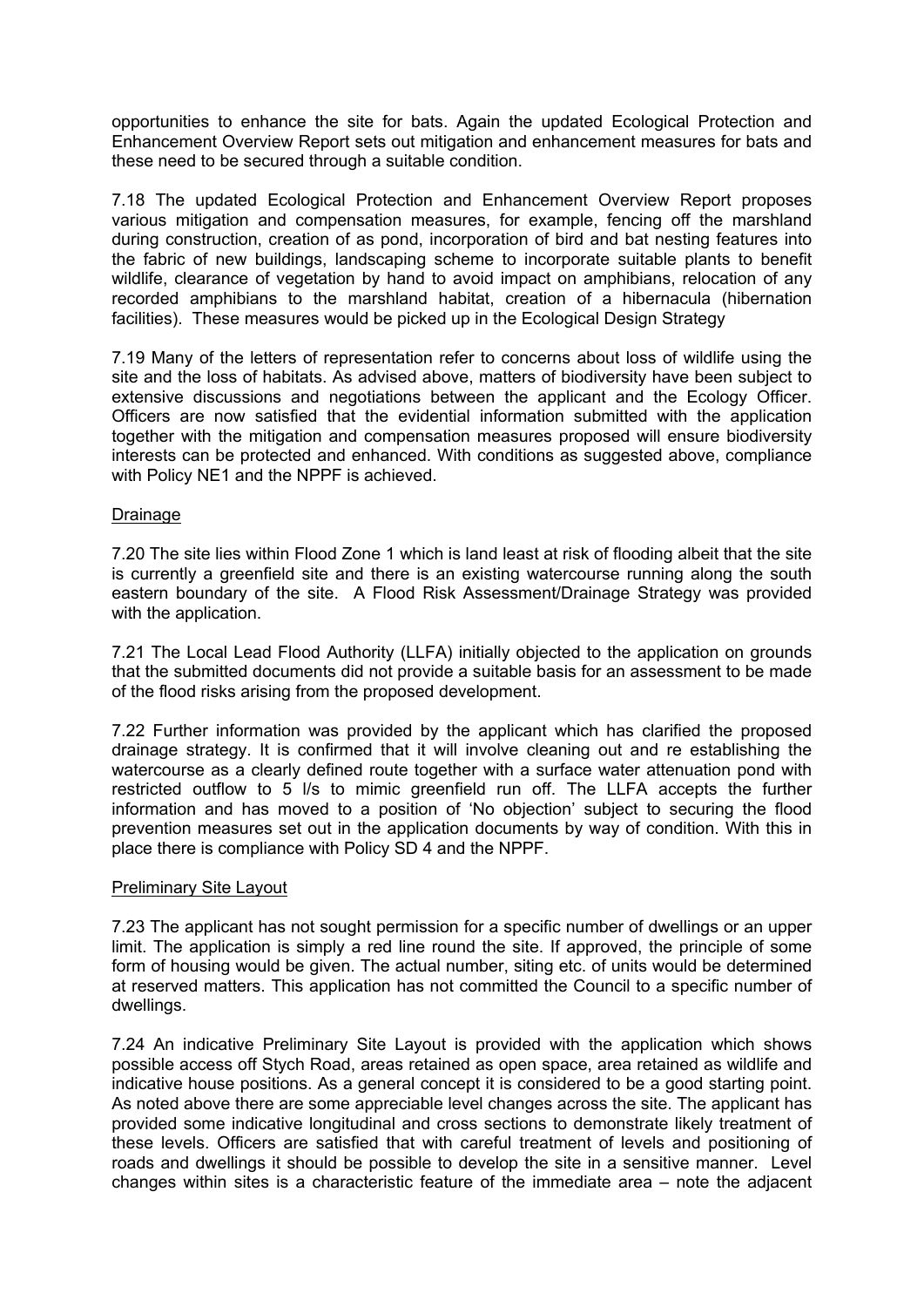opportunities to enhance the site for bats. Again the updated Ecological Protection and Enhancement Overview Report sets out mitigation and enhancement measures for bats and these need to be secured through a suitable condition.

7.18 The updated Ecological Protection and Enhancement Overview Report proposes various mitigation and compensation measures, for example, fencing off the marshland during construction, creation of as pond, incorporation of bird and bat nesting features into the fabric of new buildings, landscaping scheme to incorporate suitable plants to benefit wildlife, clearance of vegetation by hand to avoid impact on amphibians, relocation of any recorded amphibians to the marshland habitat, creation of a hibernacula (hibernation facilities). These measures would be picked up in the Ecological Design Strategy

7.19 Many of the letters of representation refer to concerns about loss of wildlife using the site and the loss of habitats. As advised above, matters of biodiversity have been subject to extensive discussions and negotiations between the applicant and the Ecology Officer. Officers are now satisfied that the evidential information submitted with the application together with the mitigation and compensation measures proposed will ensure biodiversity interests can be protected and enhanced. With conditions as suggested above, compliance with Policy NE1 and the NPPF is achieved.

<u>Drainage</u>

7.20 The site lies within Flood Zone 1 which is land least at risk of flooding albeit that the site is currently a greenfield site and there is an existing watercourse running along the south eastern boundary of the site. A Flood Risk Assessment/Drainage Strategy was provided with the application.

7.21 The Local Lead Flood Authority (LLFA) initially objected to the application on grounds that the submitted documents did not provide a suitable basis for an assessment to be made of the flood risks arising from the proposed development.

7.22 Further information was provided by the applicant which has clarified the proposed drainage strategy. It is confirmed that it will involve cleaning out and re establishing the watercourse as a clearly defined route together with a surface water attenuation pond with restricted outflow to 5 l/s to mimic greenfield run off. The LLFA accepts the further information and has moved to a position of 'No objection' subject to securing the flood prevention measures set out in the application documents by way of condition. With this in place there is compliance with Policy SD 4 and the NPPF.

<u>Preliminary Site Layout</u>

7.23 The applicant has not sought permission for a specific number of dwellings or an upper limit. The application is simply a red line round the site. If approved, the principle of some form of housing would be given. The actual number, siting etc. of units would be determined at reserved matters. This application has not committed the Council to a specific number of dwellings.

7.24 An indicative Preliminary Site Layout is provided with the application which shows possible access off Stych Road, areas retained as open space, area retained as wildlife and indicative house positions. As a general concept it is considered to be a good starting point. As noted above there are some appreciable level changes across the site. The applicant has provided some indicative longitudinal and cross sections to demonstrate likely treatment of these levels. Officers are satisfied that with careful treatment of levels and positioning of roads and dwellings it should be possible to develop the site in a sensitive manner. Level changes within sites is a characteristic feature of the immediate area – note the adjacent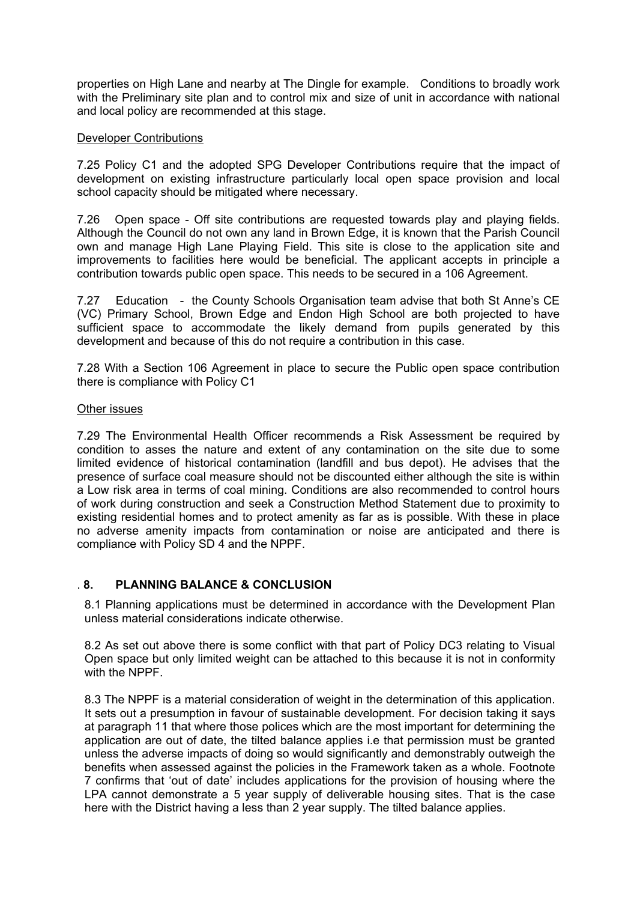properties on High Lane and nearby at The Dingle for example. Conditions to broadly work with the Preliminary site plan and to control mix and size of unit in accordance with national and local policy are recommended at this stage.

Developer Contributions

7.25 Policy C1 and the adopted SPG Developer Contributions require that the impact of development on existing infrastructure particularly local open space provision and local school capacity should be mitigated where necessary.

7.26 Open space - Off site contributions are requested towards play and playing fields. Although the Council do not own any land in Brown Edge, it is known that the Parish Council own and manage High Lane Playing Field. This site is close to the application site and improvements to facilities here would be beneficial. The applicant accepts in principle a contribution towards public open space. This needs to be secured in a 106 Agreement.

7.27 Education - the County Schools Organisation team advise that both St Anne's CE (VC) Primary School, Brown Edge and Endon High School are both projected to have sufficient space to accommodate the likely demand from pupils generated by this development and because of this do not require a contribution in this case.

7.28 With a Section 106 Agreement in place to secure the Public open space contribution there is compliance with Policy C1

Other issues

7.29 The Environmental Health Officer recommends a Risk Assessment be required by condition to asses the nature and extent of any contamination on the site due to some limited evidence of historical contamination (landfill and bus depot). He advises that the presence of surface coal measure should not be discounted either although the site is within a Low risk area in terms of coal mining. Conditions are also recommended to control hours of work during construction and seek a Construction Method Statement due to proximity to existing residential homes and to protect amenity as far as is possible. With these in place no adverse amenity impacts from contamination or noise are anticipated and there is compliance with Policy SD 4 and the NPPF.

## . 8. PLANNING BALANCE & CONCLUSION

8.1 Planning applications must be determined in accordance with the Development Plan unless material considerations indicate otherwise.

8.2 As set out above there is some conflict with that part of Policy DC3 relating to Visual Open space but only limited weight can be attached to this because it is not in conformity with the NPPF.

8.3 The NPPF is a material consideration of weight in the determination of this application. It sets out a presumption in favour of sustainable development. For decision taking it says at paragraph 11 that where those polices which are the most important for determining the application are out of date, the tilted balance applies i.e that permission must be granted unless the adverse impacts of doing so would significantly and demonstrably outweigh the benefits when assessed against the policies in the Framework taken as a whole. Footnote 7 confirms that 'out of date' includes applications for the provision of housing where the LPA cannot demonstrate a 5 year supply of deliverable housing sites. That is the case here with the District having a less than 2 year supply. The tilted balance applies.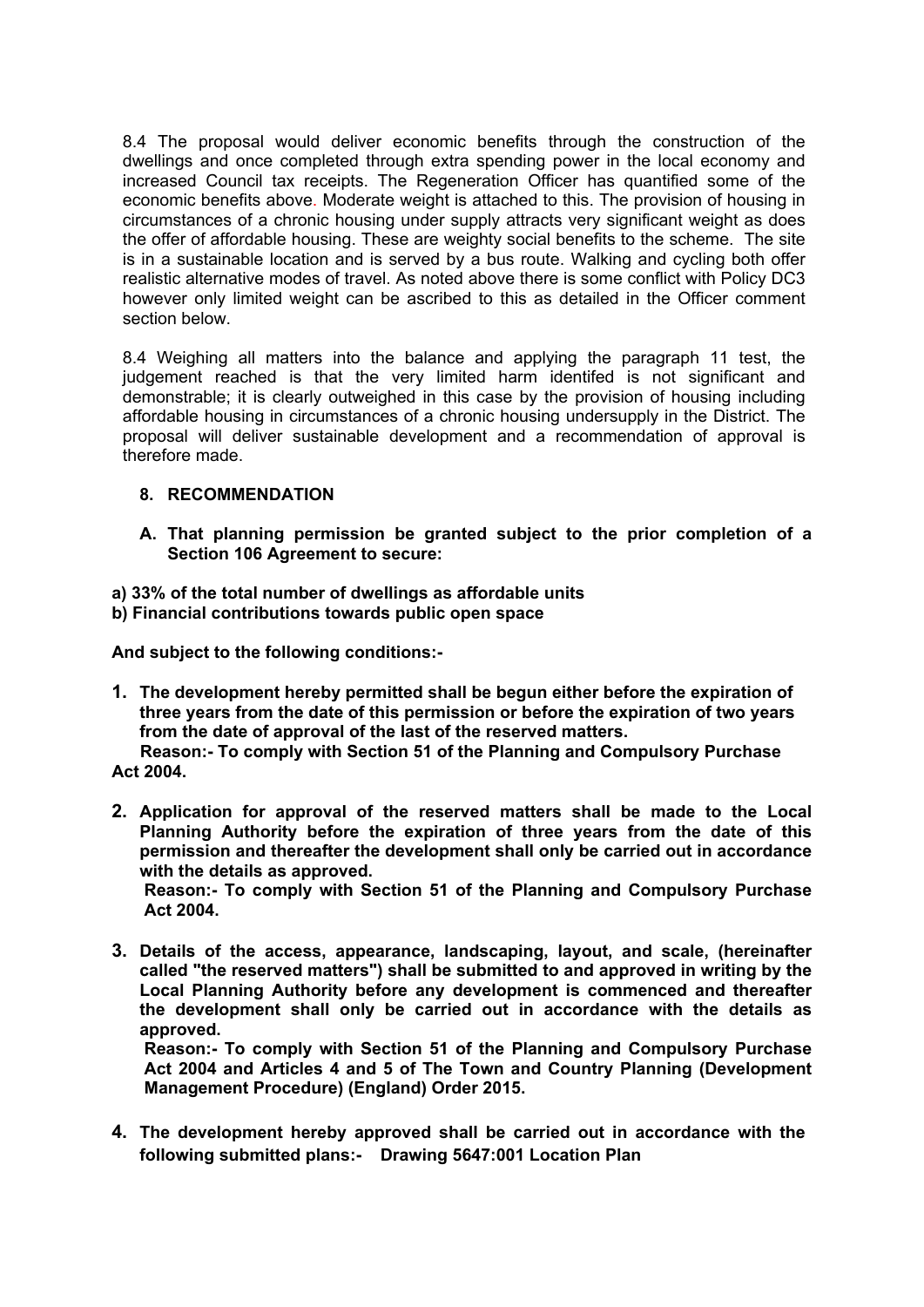8.4 The proposal would deliver economic benefits through the construction of the dwellings and once completed through extra spending power in the local economy and increased Council tax receipts. The Regeneration Officer has quantified some of the economic benefits above. Moderate weight is attached to this. The provision of housing in circumstances of a chronic housing under supply attracts very significant weight as does the offer of affordable housing. These are weighty social benefits to the scheme. The site is in a sustainable location and is served by a bus route. Walking and cycling both offer realistic alternative modes of travel. As noted above there is some conflict with Policy DC3 however only limited weight can be ascribed to this as detailed in the Officer comment section below.

8.4 Weighing all matters into the balance and applying the paragraph 11 test, the judgement reached is that the very limited harm identifed is not significant and demonstrable; it is clearly outweighed in this case by the provision of housing including affordable housing in circumstances of a chronic housing undersupply in the District. The proposal will deliver sustainable development and a recommendation of approval is therefore made.

## 8. RECOMMENDATION

**A. That planning permission be granted subject to the prior completion of a Section 106 Agreement to secure:**

**a) 33% of the total number of dwellings as affordable units**
**b) Financial contributions towards public open space**

**And subject to the following conditions:-**

1. **The development hereby permitted shall be begun either before the expiration of three years from the date of this permission or before the expiration of two years from the date of approval of the last of the reserved matters.**
   **Reason:- To comply with Section 51 of the Planning and Compulsory Purchase Act 2004.**

2. **Application for approval of the reserved matters shall be made to the Local Planning Authority before the expiration of three years from the date of this permission and thereafter the development shall only be carried out in accordance with the details as approved.**
   **Reason:- To comply with Section 51 of the Planning and Compulsory Purchase Act 2004.**

3. **Details of the access, appearance, landscaping, layout, and scale, (hereinafter called "the reserved matters") shall be submitted to and approved in writing by the Local Planning Authority before any development is commenced and thereafter the development shall only be carried out in accordance with the details as approved.**
   **Reason:- To comply with Section 51 of the Planning and Compulsory Purchase Act 2004 and Articles 4 and 5 of The Town and Country Planning (Development Management Procedure) (England) Order 2015.**

4. **The development hereby approved shall be carried out in accordance with the following submitted plans:- Drawing 5647:001 Location Plan**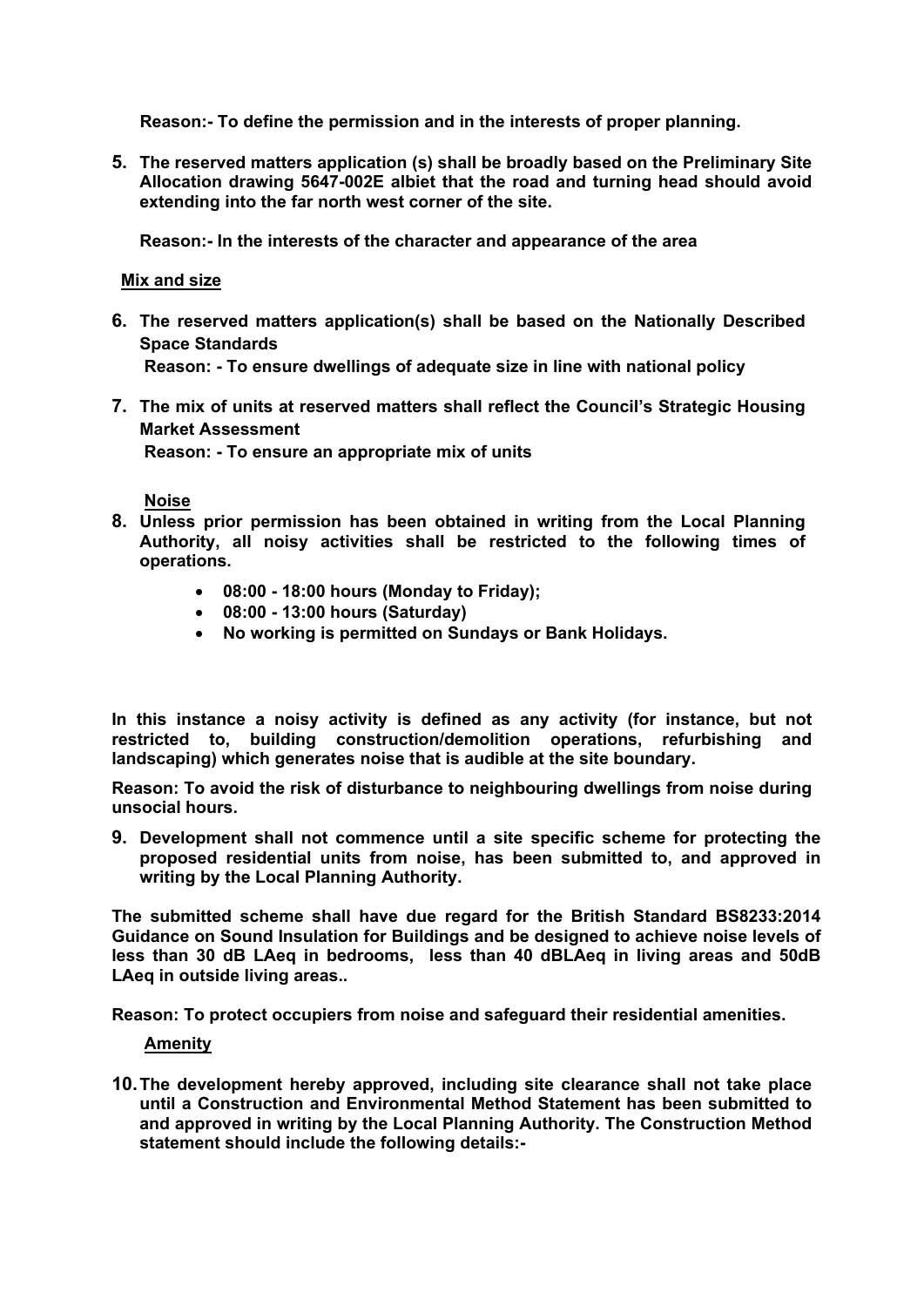**Reason:- To define the permission and in the interests of proper planning.**

**5. The reserved matters application (s) shall be broadly based on the Preliminary Site Allocation drawing 5647-002E albiet that the road and turning head should avoid extending into the far north west corner of the site.**

**Reason:- In the interests of the character and appearance of the area**

**Mix and size**

**6. The reserved matters application(s) shall be based on the Nationally Described Space Standards**

**Reason: - To ensure dwellings of adequate size in line with national policy**

**7. The mix of units at reserved matters shall reflect the Council's Strategic Housing Market Assessment**

**Reason: - To ensure an appropriate mix of units**

**Noise**

**8. Unless prior permission has been obtained in writing from the Local Planning Authority, all noisy activities shall be restricted to the following times of operations.**

- **08:00 - 18:00 hours (Monday to Friday);**
- **08:00 - 13:00 hours (Saturday)**
- **No working is permitted on Sundays or Bank Holidays.**

**In this instance a noisy activity is defined as any activity (for instance, but not restricted to, building construction/demolition operations, refurbishing and landscaping) which generates noise that is audible at the site boundary.**

**Reason: To avoid the risk of disturbance to neighbouring dwellings from noise during unsocial hours.**

**9. Development shall not commence until a site specific scheme for protecting the proposed residential units from noise, has been submitted to, and approved in writing by the Local Planning Authority.**

**The submitted scheme shall have due regard for the British Standard BS8233:2014 Guidance on Sound Insulation for Buildings and be designed to achieve noise levels of less than 30 dB LAeq in bedrooms, less than 40 dBLAeq in living areas and 50dB LAeq in outside living areas..**

**Reason: To protect occupiers from noise and safeguard their residential amenities.**

**Amenity**

**10. The development hereby approved, including site clearance shall not take place until a Construction and Environmental Method Statement has been submitted to and approved in writing by the Local Planning Authority. The Construction Method statement should include the following details:-**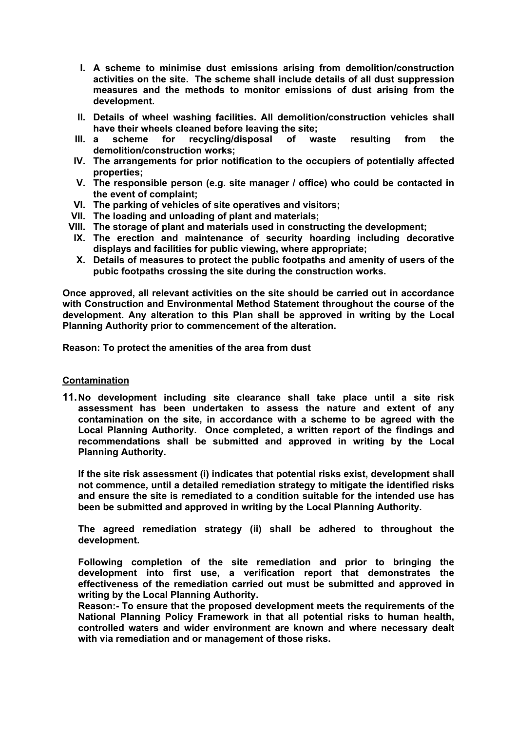I. **A scheme to minimise dust emissions arising from demolition/construction activities on the site. The scheme shall include details of all dust suppression measures and the methods to monitor emissions of dust arising from the development.**

II. **Details of wheel washing facilities. All demolition/construction vehicles shall have their wheels cleaned before leaving the site;**

III. **a scheme for recycling/disposal of waste resulting from the demolition/construction works;**

IV. **The arrangements for prior notification to the occupiers of potentially affected properties;**

V. **The responsible person (e.g. site manager / office) who could be contacted in the event of complaint;**

VI. **The parking of vehicles of site operatives and visitors;**

VII. **The loading and unloading of plant and materials;**

VIII. **The storage of plant and materials used in constructing the development;**

IX. **The erection and maintenance of security hoarding including decorative displays and facilities for public viewing, where appropriate;**

X. **Details of measures to protect the public footpaths and amenity of users of the pubic footpaths crossing the site during the construction works.**

**Once approved, all relevant activities on the site should be carried out in accordance with Construction and Environmental Method Statement throughout the course of the development. Any alteration to this Plan shall be approved in writing by the Local Planning Authority prior to commencement of the alteration.**

**Reason: To protect the amenities of the area from dust**

**<u>Contamination</u>**

**11. No development including site clearance shall take place until a site risk assessment has been undertaken to assess the nature and extent of any contamination on the site, in accordance with a scheme to be agreed with the Local Planning Authority. Once completed, a written report of the findings and recommendations shall be submitted and approved in writing by the Local Planning Authority.**

**If the site risk assessment (i) indicates that potential risks exist, development shall not commence, until a detailed remediation strategy to mitigate the identified risks and ensure the site is remediated to a condition suitable for the intended use has been be submitted and approved in writing by the Local Planning Authority.**

**The agreed remediation strategy (ii) shall be adhered to throughout the development.**

**Following completion of the site remediation and prior to bringing the development into first use, a verification report that demonstrates the effectiveness of the remediation carried out must be submitted and approved in writing by the Local Planning Authority.**

**Reason:- To ensure that the proposed development meets the requirements of the National Planning Policy Framework in that all potential risks to human health, controlled waters and wider environment are known and where necessary dealt with via remediation and or management of those risks.**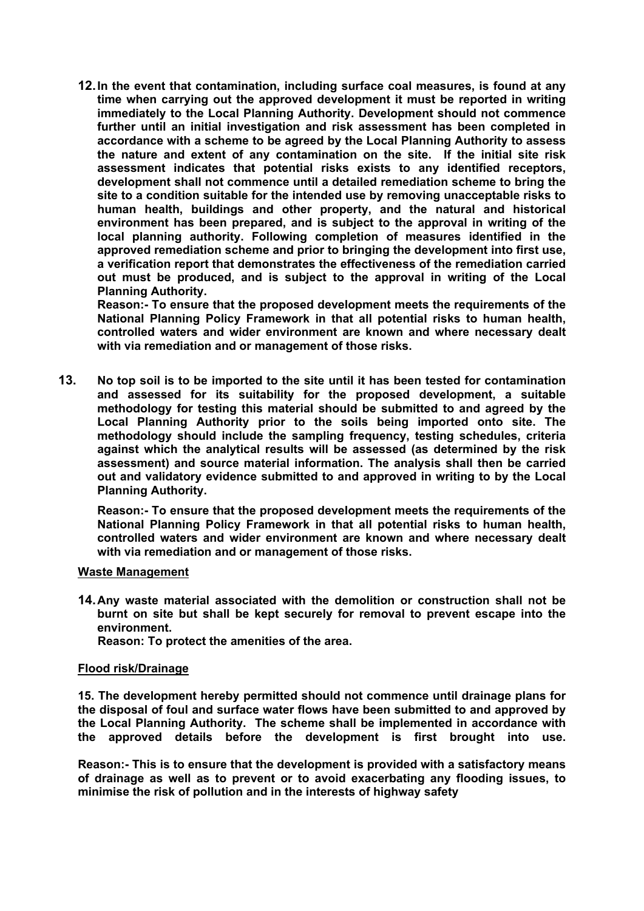**12. In the event that contamination, including surface coal measures, is found at any time when carrying out the approved development it must be reported in writing immediately to the Local Planning Authority. Development should not commence further until an initial investigation and risk assessment has been completed in accordance with a scheme to be agreed by the Local Planning Authority to assess the nature and extent of any contamination on the site. If the initial site risk assessment indicates that potential risks exists to any identified receptors, development shall not commence until a detailed remediation scheme to bring the site to a condition suitable for the intended use by removing unacceptable risks to human health, buildings and other property, and the natural and historical environment has been prepared, and is subject to the approval in writing of the local planning authority. Following completion of measures identified in the approved remediation scheme and prior to bringing the development into first use, a verification report that demonstrates the effectiveness of the remediation carried out must be produced, and is subject to the approval in writing of the Local Planning Authority.**
**Reason:- To ensure that the proposed development meets the requirements of the National Planning Policy Framework in that all potential risks to human health, controlled waters and wider environment are known and where necessary dealt with via remediation and or management of those risks.**

**13. No top soil is to be imported to the site until it has been tested for contamination and assessed for its suitability for the proposed development, a suitable methodology for testing this material should be submitted to and agreed by the Local Planning Authority prior to the soils being imported onto site. The methodology should include the sampling frequency, testing schedules, criteria against which the analytical results will be assessed (as determined by the risk assessment) and source material information. The analysis shall then be carried out and validatory evidence submitted to and approved in writing to by the Local Planning Authority.**

**Reason:- To ensure that the proposed development meets the requirements of the National Planning Policy Framework in that all potential risks to human health, controlled waters and wider environment are known and where necessary dealt with via remediation and or management of those risks.**

**Waste Management**

**14. Any waste material associated with the demolition or construction shall not be burnt on site but shall be kept securely for removal to prevent escape into the environment.**
**Reason: To protect the amenities of the area.**

**Flood risk/Drainage**

**15. The development hereby permitted should not commence until drainage plans for the disposal of foul and surface water flows have been submitted to and approved by the Local Planning Authority. The scheme shall be implemented in accordance with the approved details before the development is first brought into use.**

**Reason:- This is to ensure that the development is provided with a satisfactory means of drainage as well as to prevent or to avoid exacerbating any flooding issues, to minimise the risk of pollution and in the interests of highway safety**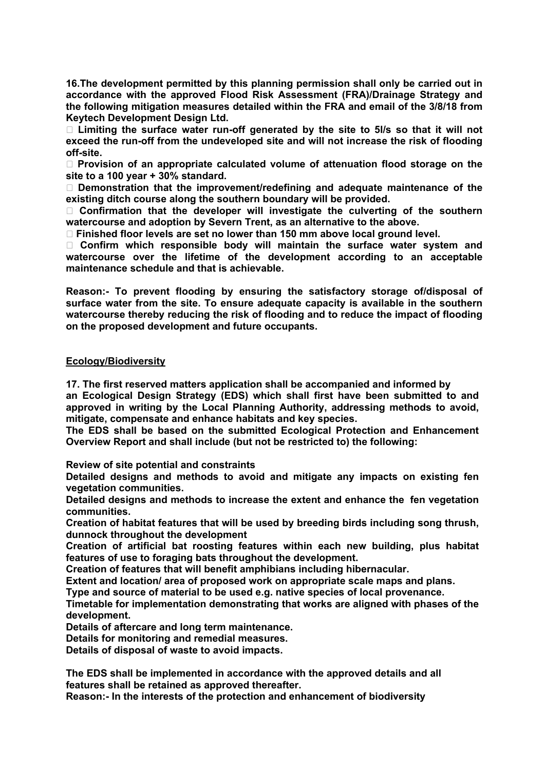**16.The development permitted by this planning permission shall only be carried out in accordance with the approved Flood Risk Assessment (FRA)/Drainage Strategy and the following mitigation measures detailed within the FRA and email of the 3/8/18 from Keytech Development Design Ltd.**

- **Limiting the surface water run-off generated by the site to 5l/s so that it will not exceed the run-off from the undeveloped site and will not increase the risk of flooding off-site.**
- **Provision of an appropriate calculated volume of attenuation flood storage on the site to a 100 year + 30% standard.**
- **Demonstration that the improvement/redefining and adequate maintenance of the existing ditch course along the southern boundary will be provided.**
- **Confirmation that the developer will investigate the culverting of the southern watercourse and adoption by Severn Trent, as an alternative to the above.**
- **Finished floor levels are set no lower than 150 mm above local ground level.**
- **Confirm which responsible body will maintain the surface water system and watercourse over the lifetime of the development according to an acceptable maintenance schedule and that is achievable.**

**Reason:- To prevent flooding by ensuring the satisfactory storage of/disposal of surface water from the site. To ensure adequate capacity is available in the southern watercourse thereby reducing the risk of flooding and to reduce the impact of flooding on the proposed development and future occupants.**

**Ecology/Biodiversity**

**17. The first reserved matters application shall be accompanied and informed by an Ecological Design Strategy (EDS) which shall first have been submitted to and approved in writing by the Local Planning Authority, addressing methods to avoid, mitigate, compensate and enhance habitats and key species.**

**The EDS shall be based on the submitted Ecological Protection and Enhancement Overview Report and shall include (but not be restricted to) the following:**

**Review of site potential and constraints**

**Detailed designs and methods to avoid and mitigate any impacts on existing fen vegetation communities.**

**Detailed designs and methods to increase the extent and enhance the fen vegetation communities.**

**Creation of habitat features that will be used by breeding birds including song thrush, dunnock throughout the development**

**Creation of artificial bat roosting features within each new building, plus habitat features of use to foraging bats throughout the development.**

**Creation of features that will benefit amphibians including hibernacular.**

**Extent and location/ area of proposed work on appropriate scale maps and plans.**

**Type and source of material to be used e.g. native species of local provenance.**

**Timetable for implementation demonstrating that works are aligned with phases of the development.**

**Details of aftercare and long term maintenance.**

**Details for monitoring and remedial measures.**

**Details of disposal of waste to avoid impacts.**

**The EDS shall be implemented in accordance with the approved details and all features shall be retained as approved thereafter.**

**Reason:- In the interests of the protection and enhancement of biodiversity**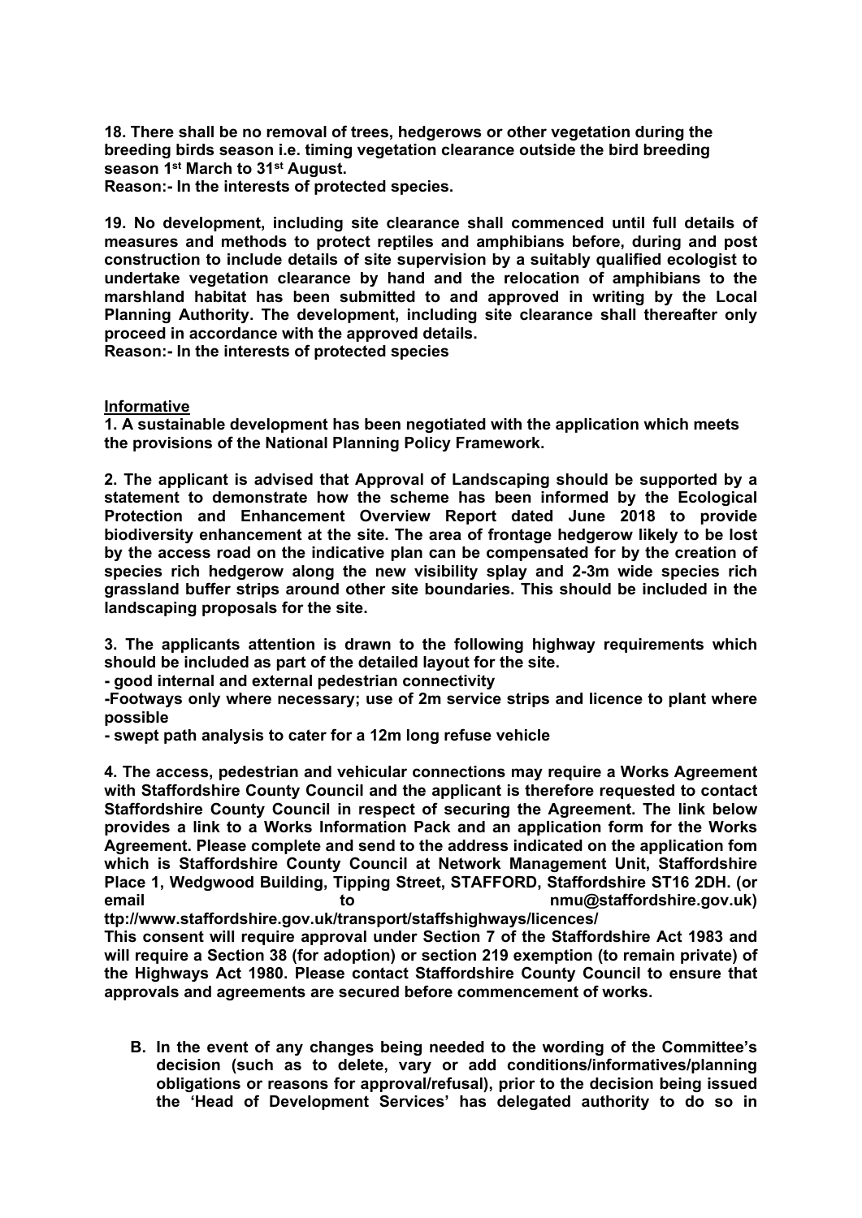**18. There shall be no removal of trees, hedgerows or other vegetation during the breeding birds season i.e. timing vegetation clearance outside the bird breeding season 1st March to 31st August.**

**Reason:- In the interests of protected species.**

**19. No development, including site clearance shall commenced until full details of measures and methods to protect reptiles and amphibians before, during and post construction to include details of site supervision by a suitably qualified ecologist to undertake vegetation clearance by hand and the relocation of amphibians to the marshland habitat has been submitted to and approved in writing by the Local Planning Authority. The development, including site clearance shall thereafter only proceed in accordance with the approved details.**

**Reason:- In the interests of protected species**

**Informative**

**1. A sustainable development has been negotiated with the application which meets the provisions of the National Planning Policy Framework.**

**2. The applicant is advised that Approval of Landscaping should be supported by a statement to demonstrate how the scheme has been informed by the Ecological Protection and Enhancement Overview Report dated June 2018 to provide biodiversity enhancement at the site. The area of frontage hedgerow likely to be lost by the access road on the indicative plan can be compensated for by the creation of species rich hedgerow along the new visibility splay and 2-3m wide species rich grassland buffer strips around other site boundaries. This should be included in the landscaping proposals for the site.**

**3. The applicants attention is drawn to the following highway requirements which should be included as part of the detailed layout for the site.**

**- good internal and external pedestrian connectivity**

**-Footways only where necessary; use of 2m service strips and licence to plant where possible**

**- swept path analysis to cater for a 12m long refuse vehicle**

**4. The access, pedestrian and vehicular connections may require a Works Agreement with Staffordshire County Council and the applicant is therefore requested to contact Staffordshire County Council in respect of securing the Agreement. The link below provides a link to a Works Information Pack and an application form for the Works Agreement. Please complete and send to the address indicated on the application fom which is Staffordshire County Council at Network Management Unit, Staffordshire Place 1, Wedgwood Building, Tipping Street, STAFFORD, Staffordshire ST16 2DH. (or email to nmu@staffordshire.gov.uk)**

**ttp://www.staffordshire.gov.uk/transport/staffshighways/licences/**

**This consent will require approval under Section 7 of the Staffordshire Act 1983 and will require a Section 38 (for adoption) or section 219 exemption (to remain private) of the Highways Act 1980. Please contact Staffordshire County Council to ensure that approvals and agreements are secured before commencement of works.**

**B. In the event of any changes being needed to the wording of the Committee's decision (such as to delete, vary or add conditions/informatives/planning obligations or reasons for approval/refusal), prior to the decision being issued the 'Head of Development Services' has delegated authority to do so in**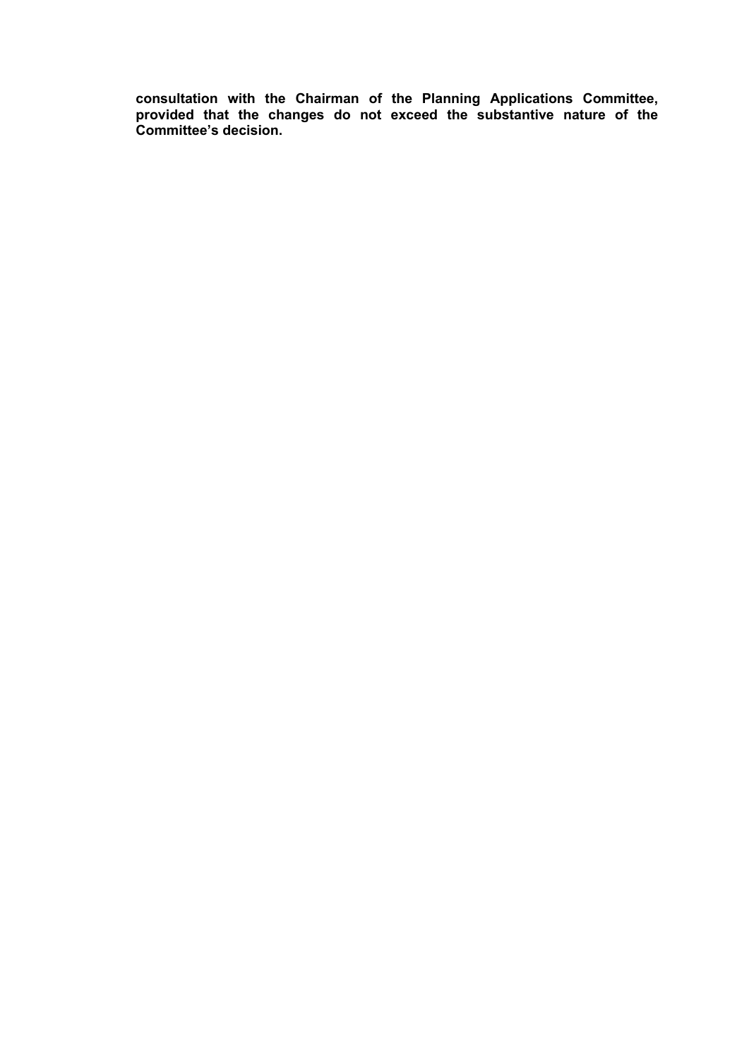**consultation with the Chairman of the Planning Applications Committee, provided that the changes do not exceed the substantive nature of the Committee's decision.**